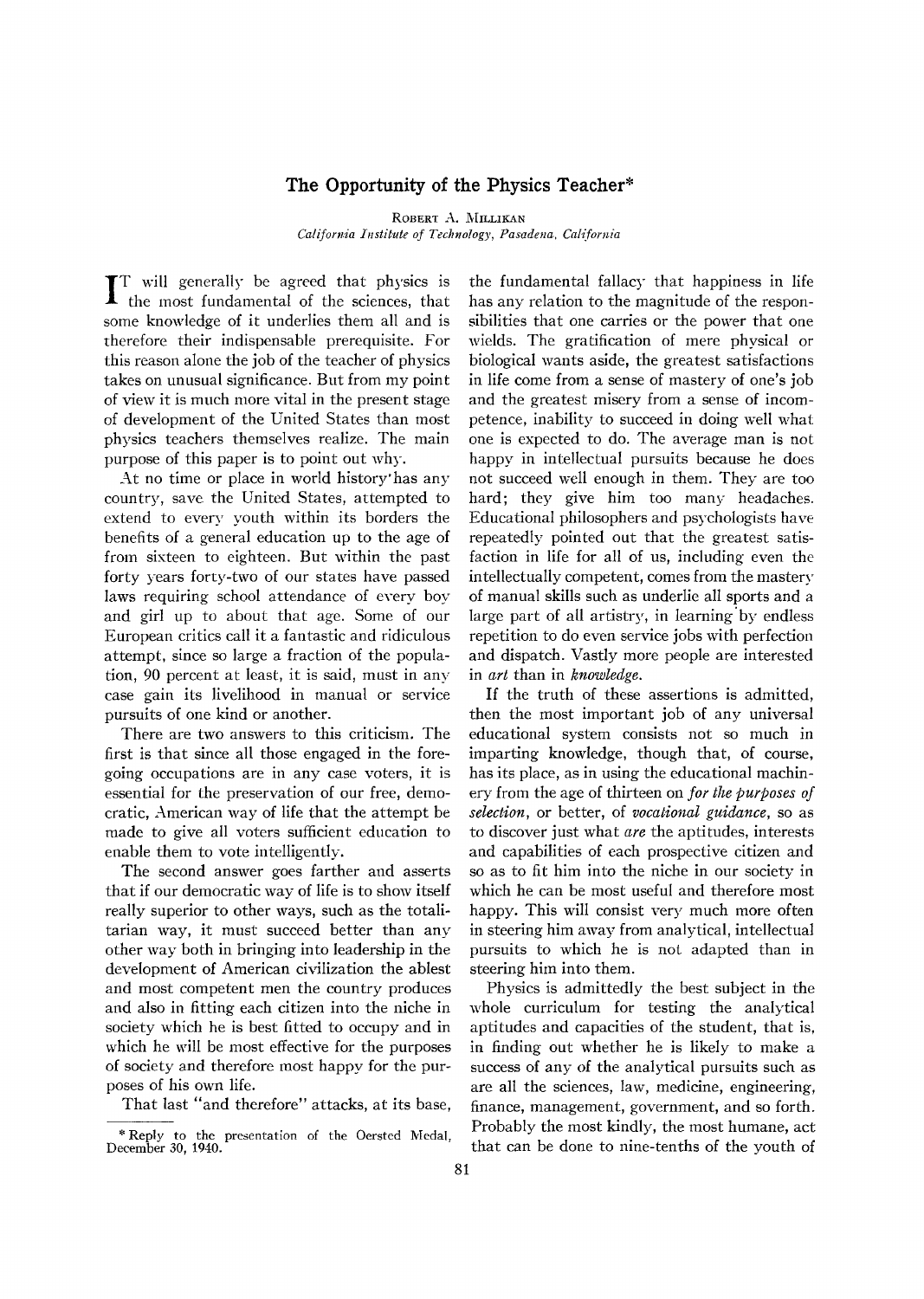# The Opportunity of the Physics Teacher*

ROBERT A. MILLIKAN
*California Institute of Technology, Pasadena, California*

IT will generally be agreed that physics is the most fundamental of the sciences, that some knowledge of it underlies them all and is therefore their indispensable prerequisite. For this reason alone the job of the teacher of physics takes on unusual significance. But from my point of view it is much more vital in the present stage of development of the United States than most physics teachers themselves realize. The main purpose of this paper is to point out why.

At no time or place in world history has any country, save the United States, attempted to extend to every youth within its borders the benefits of a general education up to the age of from sixteen to eighteen. But within the past forty years forty-two of our states have passed laws requiring school attendance of every boy and girl up to about that age. Some of our European critics call it a fantastic and ridiculous attempt, since so large a fraction of the population, 90 percent at least, it is said, must in any case gain its livelihood in manual or service pursuits of one kind or another.

There are two answers to this criticism. The first is that since all those engaged in the foregoing occupations are in any case voters, it is essential for the preservation of our free, democratic, American way of life that the attempt be made to give all voters sufficient education to enable them to vote intelligently.

The second answer goes farther and asserts that if our democratic way of life is to show itself really superior to other ways, such as the totalitarian way, it must succeed better than any other way both in bringing into leadership in the development of American civilization the ablest and most competent men the country produces and also in fitting each citizen into the niche in society which he is best fitted to occupy and in which he will be most effective for the purposes of society and therefore most happy for the purposes of his own life.

That last "and therefore" attacks, at its base, the fundamental fallacy that happiness in life has any relation to the magnitude of the responsibilities that one carries or the power that one wields. The gratification of mere physical or biological wants aside, the greatest satisfactions in life come from a sense of mastery of one's job and the greatest misery from a sense of incompetence, inability to succeed in doing well what one is expected to do. The average man is not happy in intellectual pursuits because he does not succeed well enough in them. They are too hard; they give him too many headaches. Educational philosophers and psychologists have repeatedly pointed out that the greatest satisfaction in life for all of us, including even the intellectually competent, comes from the mastery of manual skills such as underlie all sports and a large part of all artistry, in learning by endless repetition to do even service jobs with perfection and dispatch. Vastly more people are interested in *art* than in *knowledge*.

If the truth of these assertions is admitted, then the most important job of any universal educational system consists not so much in imparting knowledge, though that, of course, has its place, as in using the educational machinery from the age of thirteen on *for the purposes of selection*, or better, of *vocational guidance*, so as to discover just what *are* the aptitudes, interests and capabilities of each prospective citizen and so as to fit him into the niche in our society in which he can be most useful and therefore most happy. This will consist very much more often in steering him away from analytical, intellectual pursuits to which he is not adapted than in steering him into them.

Physics is admittedly the best subject in the whole curriculum for testing the analytical aptitudes and capacities of the student, that is, in finding out whether he is likely to make a success of any of the analytical pursuits such as are all the sciences, law, medicine, engineering, finance, management, government, and so forth. Probably the most kindly, the most humane, act that can be done to nine-tenths of the youth of

\* Reply to the presentation of the Oersted Medal, December 30, 1940.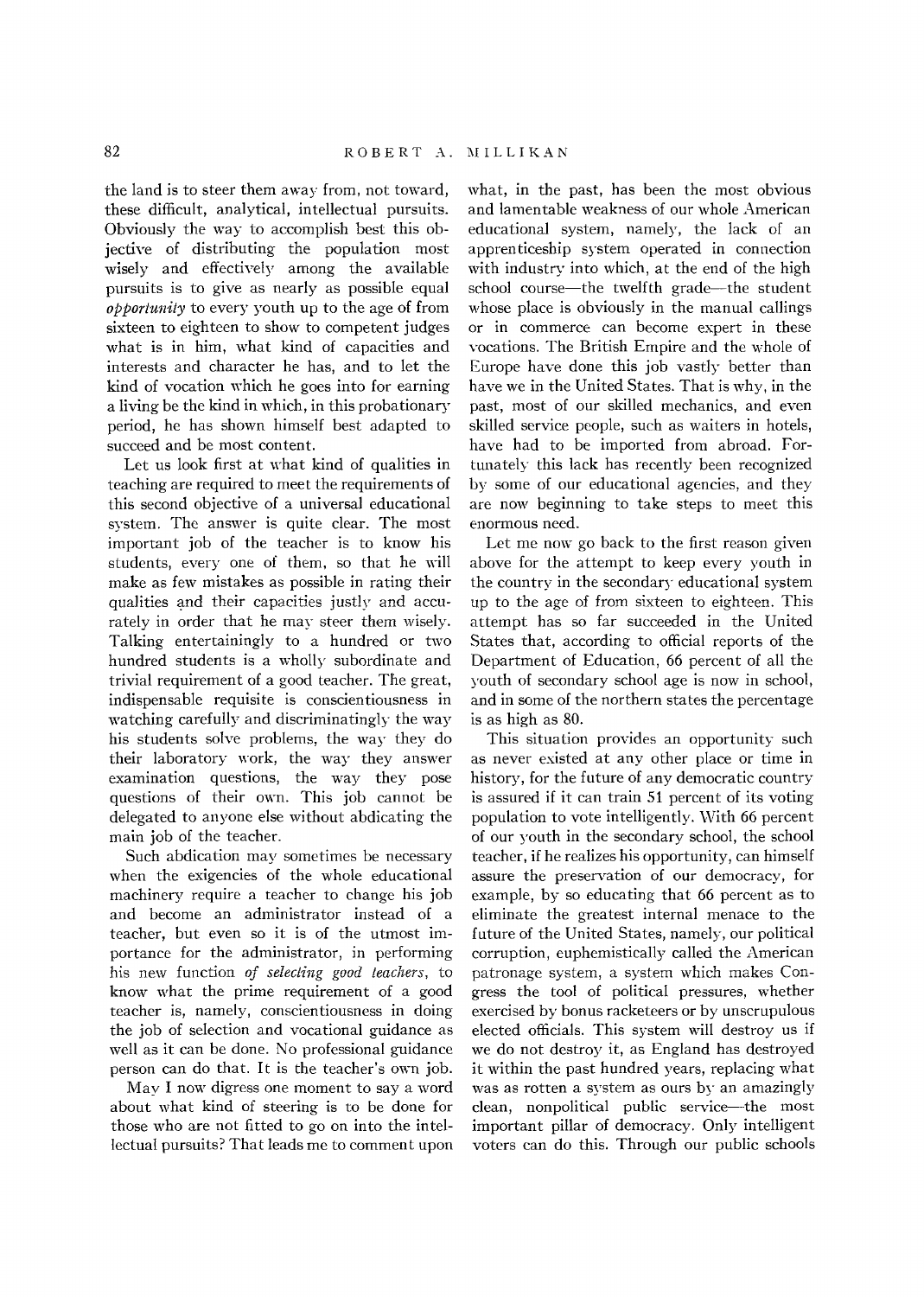the land is to steer them away from, not toward, these difficult, analytical, intellectual pursuits. Obviously the way to accomplish best this objective of distributing the population most wisely and effectively among the available pursuits is to give as nearly as possible equal *opportunity* to every youth up to the age of from sixteen to eighteen to show to competent judges what is in him, what kind of capacities and interests and character he has, and to let the kind of vocation which he goes into for earning a living be the kind in which, in this probationary period, he has shown himself best adapted to succeed and be most content.

Let us look first at what kind of qualities in teaching are required to meet the requirements of this second objective of a universal educational system. The answer is quite clear. The most important job of the teacher is to know his students, every one of them, so that he will make as few mistakes as possible in rating their qualities and their capacities justly and accurately in order that he may steer them wisely. Talking entertainingly to a hundred or two hundred students is a wholly subordinate and trivial requirement of a good teacher. The great, indispensable requisite is conscientiousness in watching carefully and discriminatingly the way his students solve problems, the way they do their laboratory work, the way they answer examination questions, the way they pose questions of their own. This job cannot be delegated to anyone else without abdicating the main job of the teacher.

Such abdication may sometimes be necessary when the exigencies of the whole educational machinery require a teacher to change his job and become an administrator instead of a teacher, but even so it is of the utmost importance for the administrator, in performing his new function *of selecting good teachers*, to know what the prime requirement of a good teacher is, namely, conscientiousness in doing the job of selection and vocational guidance as well as it can be done. No professional guidance person can do that. It is the teacher's own job.

May I now digress one moment to say a word about what kind of steering is to be done for those who are not fitted to go on into the intellectual pursuits? That leads me to comment upon what, in the past, has been the most obvious and lamentable weakness of our whole American educational system, namely, the lack of an apprenticeship system operated in connection with industry into which, at the end of the high school course—the twelfth grade—the student whose place is obviously in the manual callings or in commerce can become expert in these vocations. The British Empire and the whole of Europe have done this job vastly better than have we in the United States. That is why, in the past, most of our skilled mechanics, and even skilled service people, such as waiters in hotels, have had to be imported from abroad. Fortunately this lack has recently been recognized by some of our educational agencies, and they are now beginning to take steps to meet this enormous need.

Let me now go back to the first reason given above for the attempt to keep every youth in the country in the secondary educational system up to the age of from sixteen to eighteen. This attempt has so far succeeded in the United States that, according to official reports of the Department of Education, 66 percent of all the youth of secondary school age is now in school, and in some of the northern states the percentage is as high as 80.

This situation provides an opportunity such as never existed at any other place or time in history, for the future of any democratic country is assured if it can train 51 percent of its voting population to vote intelligently. With 66 percent of our youth in the secondary school, the school teacher, if he realizes his opportunity, can himself assure the preservation of our democracy, for example, by so educating that 66 percent as to eliminate the greatest internal menace to the future of the United States, namely, our political corruption, euphemistically called the American patronage system, a system which makes Congress the tool of political pressures, whether exercised by bonus racketeers or by unscrupulous elected officials. This system will destroy us if we do not destroy it, as England has destroyed it within the past hundred years, replacing what was as rotten a system as ours by an amazingly clean, nonpolitical public service—the most important pillar of democracy. Only intelligent voters can do this. Through our public schools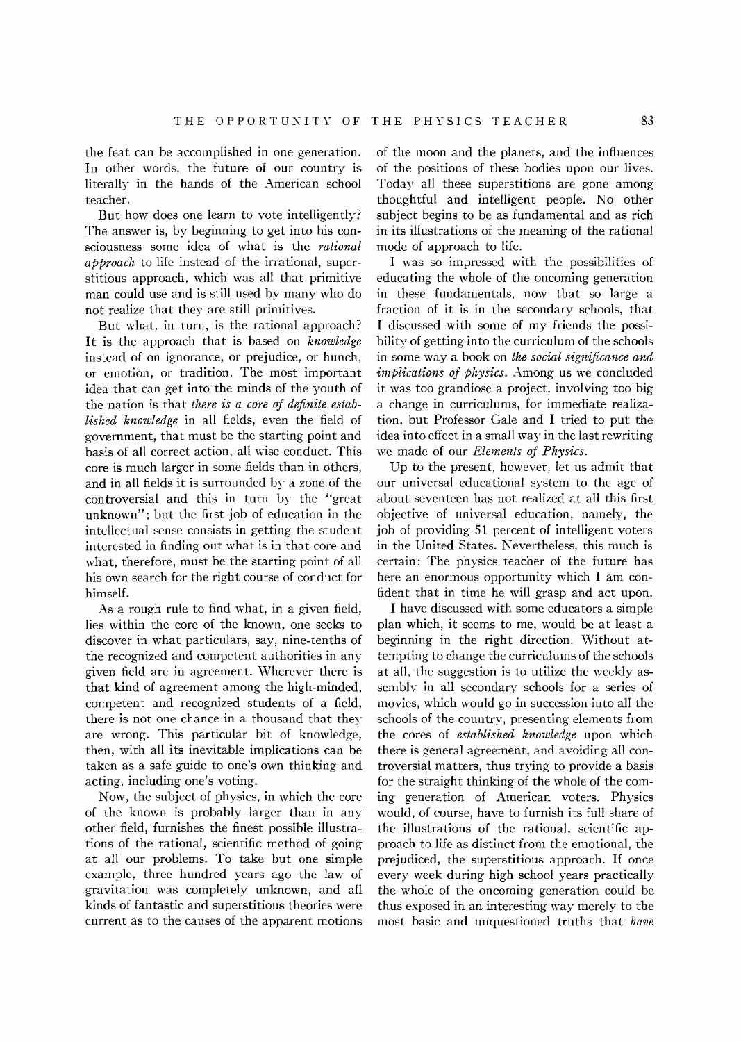the feat can be accomplished in one generation. In other words, the future of our country is literally in the hands of the American school teacher.

But how does one learn to vote intelligently? The answer is, by beginning to get into his consciousness some idea of what is the *rational approach* to life instead of the irrational, superstitious approach, which was all that primitive man could use and is still used by many who do not realize that they are still primitives.

But what, in turn, is the rational approach? It is the approach that is based on *knowledge* instead of on ignorance, or prejudice, or hunch, or emotion, or tradition. The most important idea that can get into the minds of the youth of the nation is that *there is a core of definite established knowledge* in all fields, even the field of government, that must be the starting point and basis of all correct action, all wise conduct. This core is much larger in some fields than in others, and in all fields it is surrounded by a zone of the controversial and this in turn by the "great unknown"; but the first job of education in the intellectual sense consists in getting the student interested in finding out what is in that core and what, therefore, must be the starting point of all his own search for the right course of conduct for himself.

As a rough rule to find what, in a given field, lies within the core of the known, one seeks to discover in what particulars, say, nine-tenths of the recognized and competent authorities in any given field are in agreement. Wherever there is that kind of agreement among the high-minded, competent and recognized students of a field, there is not one chance in a thousand that they are wrong. This particular bit of knowledge, then, with all its inevitable implications can be taken as a safe guide to one's own thinking and acting, including one's voting.

Now, the subject of physics, in which the core of the known is probably larger than in any other field, furnishes the finest possible illustrations of the rational, scientific method of going at all our problems. To take but one simple example, three hundred years ago the law of gravitation was completely unknown, and all kinds of fantastic and superstitious theories were current as to the causes of the apparent motions of the moon and the planets, and the influences of the positions of these bodies upon our lives. Today all these superstitions are gone among thoughtful and intelligent people. No other subject begins to be as fundamental and as rich in its illustrations of the meaning of the rational mode of approach to life.

I was so impressed with the possibilities of educating the whole of the oncoming generation in these fundamentals, now that so large a fraction of it is in the secondary schools, that I discussed with some of my friends the possibility of getting into the curriculum of the schools in some way a book on *the social significance and implications of physics*. Among us we concluded it was too grandiose a project, involving too big a change in curriculums, for immediate realization, but Professor Gale and I tried to put the idea into effect in a small way in the last rewriting we made of our *Elements of Physics*.

Up to the present, however, let us admit that our universal educational system to the age of about seventeen has not realized at all this first objective of universal education, namely, the job of providing 51 percent of intelligent voters in the United States. Nevertheless, this much is certain: The physics teacher of the future has here an enormous opportunity which I am confident that in time he will grasp and act upon.

I have discussed with some educators a simple plan which, it seems to me, would be at least a beginning in the right direction. Without attempting to change the curriculums of the schools at all, the suggestion is to utilize the weekly assembly in all secondary schools for a series of movies, which would go in succession into all the schools of the country, presenting elements from the cores of *established knowledge* upon which there is general agreement, and avoiding all controversial matters, thus trying to provide a basis for the straight thinking of the whole of the coming generation of American voters. Physics would, of course, have to furnish its full share of the illustrations of the rational, scientific approach to life as distinct from the emotional, the prejudiced, the superstitious approach. If once every week during high school years practically the whole of the oncoming generation could be thus exposed in an interesting way merely to the most basic and unquestioned truths that *have*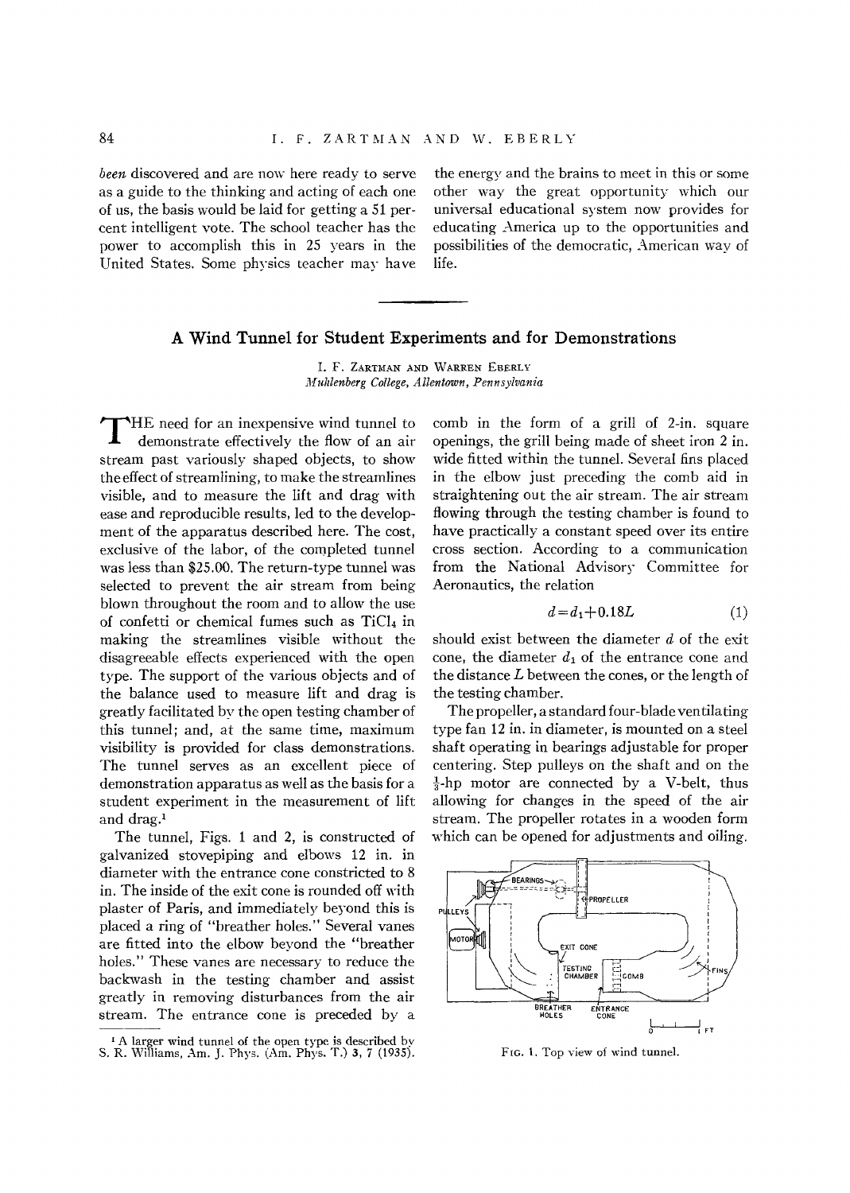been discovered and are now here ready to serve as a guide to the thinking and acting of each one of us, the basis would be laid for getting a 51 percent intelligent vote. The school teacher has the power to accomplish this in 25 years in the United States. Some physics teacher may have the energy and the brains to meet in this or some other way the great opportunity which our universal educational system now provides for educating America up to the opportunities and possibilities of the democratic, American way of life.

---

## A Wind Tunnel for Student Experiments and for Demonstrations

I. F. Zartman and Warren Eberly
*Muhlenberg College, Allentown, Pennsylvania*

The need for an inexpensive wind tunnel to demonstrate effectively the flow of an air stream past variously shaped objects, to show the effect of streamlining, to make the streamlines visible, and to measure the lift and drag with ease and reproducible results, led to the development of the apparatus described here. The cost, exclusive of the labor, of the completed tunnel was less than $25.00. The return-type tunnel was selected to prevent the air stream from being blown throughout the room and to allow the use of confetti or chemical fumes such as $TiCl_4$ in making the streamlines visible without the disagreeable effects experienced with the open type. The support of the various objects and of the balance used to measure lift and drag is greatly facilitated by the open testing chamber of this tunnel; and, at the same time, maximum visibility is provided for class demonstrations. The tunnel serves as an excellent piece of demonstration apparatus as well as the basis for a student experiment in the measurement of lift and drag.[1]

The tunnel, Figs. 1 and 2, is constructed of galvanized stovepiping and elbows 12 in. in diameter with the entrance cone constricted to 8 in. The inside of the exit cone is rounded off with plaster of Paris, and immediately beyond this is placed a ring of "breather holes." Several vanes are fitted into the elbow beyond the "breather holes." These vanes are necessary to reduce the backwash in the testing chamber and assist greatly in removing disturbances from the air stream. The entrance cone is preceded by a comb in the form of a grill of 2-in. square openings, the grill being made of sheet iron 2 in. wide fitted within the tunnel. Several fins placed in the elbow just preceding the comb aid in straightening out the air stream. The air stream flowing through the testing chamber is found to have practically a constant speed over its entire cross section. According to a communication from the National Advisory Committee for Aeronautics, the relation

$$d = d_1 + 0.18L \qquad (1)$$

should exist between the diameter $d$ of the exit cone, the diameter $d_1$ of the entrance cone and the distance $L$ between the cones, or the length of the testing chamber.

The propeller, a standard four-blade ventilating type fan 12 in. in diameter, is mounted on a steel shaft operating in bearings adjustable for proper centering. Step pulleys on the shaft and on the $\frac{1}{3}$-hp motor are connected by a V-belt, thus allowing for changes in the speed of the air stream. The propeller rotates in a wooden form which can be opened for adjustments and oiling.

BEARINGS
PROPELLER
PULLEYS
MOTOR
EXIT CONE
TESTING CHAMBER
COMB
FINS
BREATHER HOLES
ENTRANCE CONE
0
1 FT

Fig. 1. Top view of wind tunnel.

[1] A larger wind tunnel of the open type is described by S. R. Williams, Am. J. Phys. (Am. Phys. T.) **3**, 7 (1935).